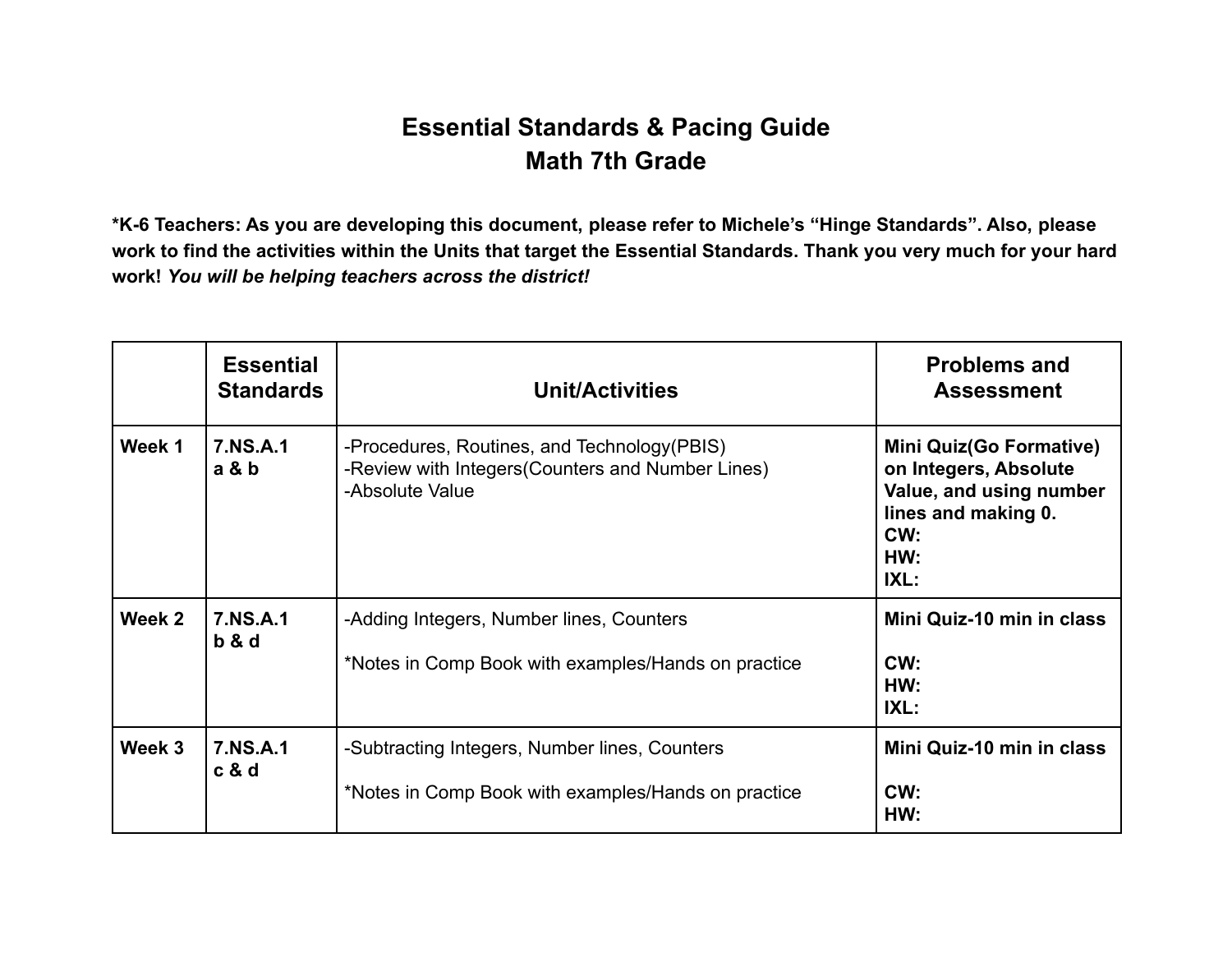# Essential Standards & Pacing Guide
## Math 7th Grade

**\*K-6 Teachers: As you are developing this document, please refer to Michele's "Hinge Standards". Also, please work to find the activities within the Units that target the Essential Standards. Thank you very much for your hard work!** ***You will be helping teachers across the district!***

| | Essential Standards | Unit/Activities | Problems and Assessment |
|---|---|---|---|
| **Week 1** | **7.NS.A.1 a & b** | -Procedures, Routines, and Technology(PBIS)<br>-Review with Integers(Counters and Number Lines)<br>-Absolute Value | **Mini Quiz(Go Formative) on Integers, Absolute Value, and using number lines and making 0.**<br>**CW:**<br>**HW:**<br>**IXL:** |
| **Week 2** | **7.NS.A.1 b & d** | -Adding Integers, Number lines, Counters<br><br>*Notes in Comp Book with examples/Hands on practice | **Mini Quiz-10 min in class**<br><br>**CW:**<br>**HW:**<br>**IXL:** |
| **Week 3** | **7.NS.A.1 c & d** | -Subtracting Integers, Number lines, Counters<br><br>*Notes in Comp Book with examples/Hands on practice | **Mini Quiz-10 min in class**<br><br>**CW:**<br>**HW:** |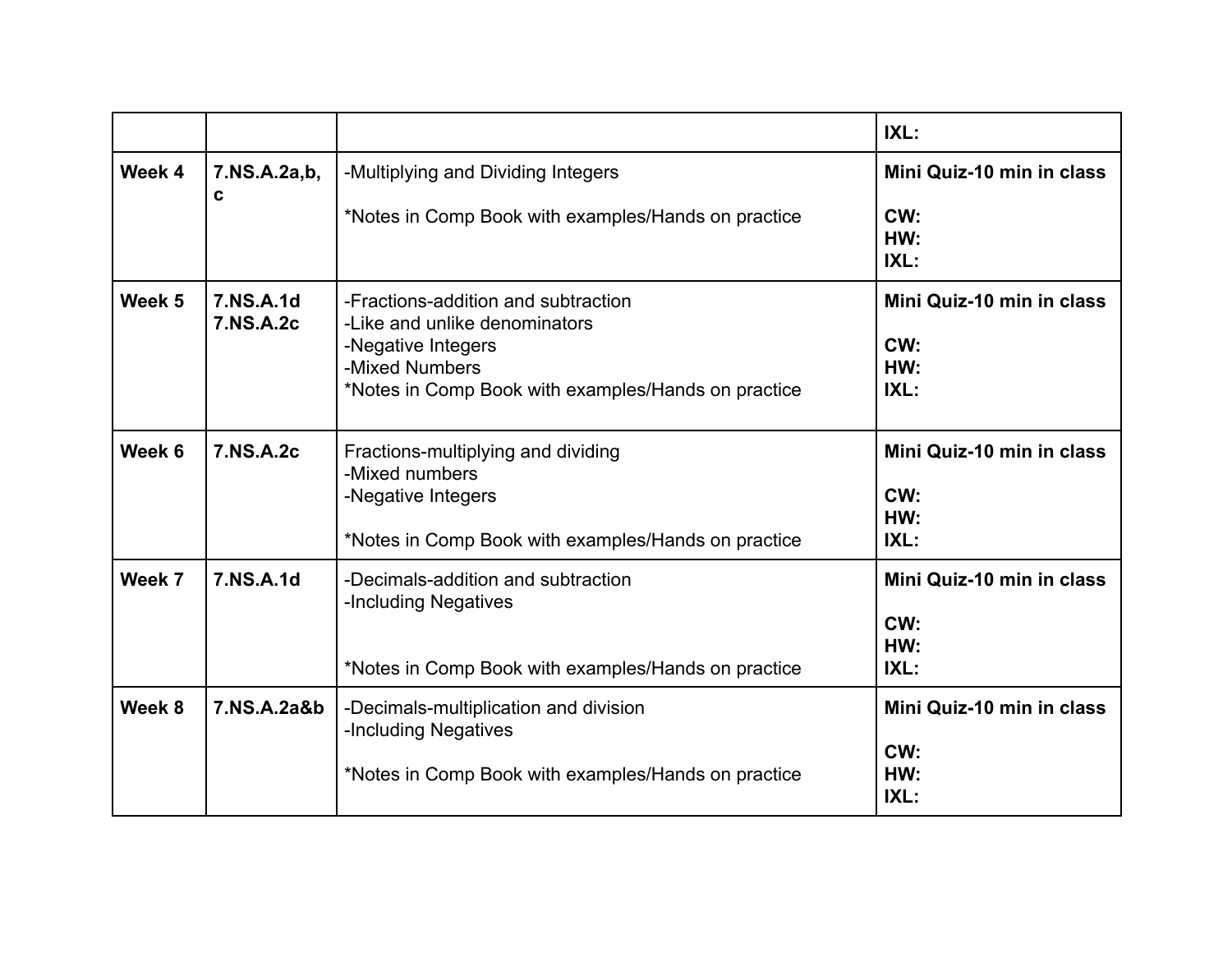| | | | |
|---|---|---|---|
| | | | **IXL:** |
| **Week 4** | **7.NS.A.2a,b,c** | -Multiplying and Dividing Integers<br><br>*Notes in Comp Book with examples/Hands on practice | **Mini Quiz-10 min in class**<br><br>**CW:**<br>**HW:**<br>**IXL:** |
| **Week 5** | **7.NS.A.1d**<br>**7.NS.A.2c** | -Fractions-addition and subtraction<br>-Like and unlike denominators<br>-Negative Integers<br>-Mixed Numbers<br>*Notes in Comp Book with examples/Hands on practice | **Mini Quiz-10 min in class**<br><br>**CW:**<br>**HW:**<br>**IXL:** |
| **Week 6** | **7.NS.A.2c** | Fractions-multiplying and dividing<br>-Mixed numbers<br>-Negative Integers<br><br>*Notes in Comp Book with examples/Hands on practice | **Mini Quiz-10 min in class**<br><br>**CW:**<br>**HW:**<br>**IXL:** |
| **Week 7** | **7.NS.A.1d** | -Decimals-addition and subtraction<br>-Including Negatives<br><br><br>*Notes in Comp Book with examples/Hands on practice | **Mini Quiz-10 min in class**<br><br>**CW:**<br>**HW:**<br>**IXL:** |
| **Week 8** | **7.NS.A.2a&b** | -Decimals-multiplication and division<br>-Including Negatives<br><br>*Notes in Comp Book with examples/Hands on practice | **Mini Quiz-10 min in class**<br><br>**CW:**<br>**HW:**<br>**IXL:** |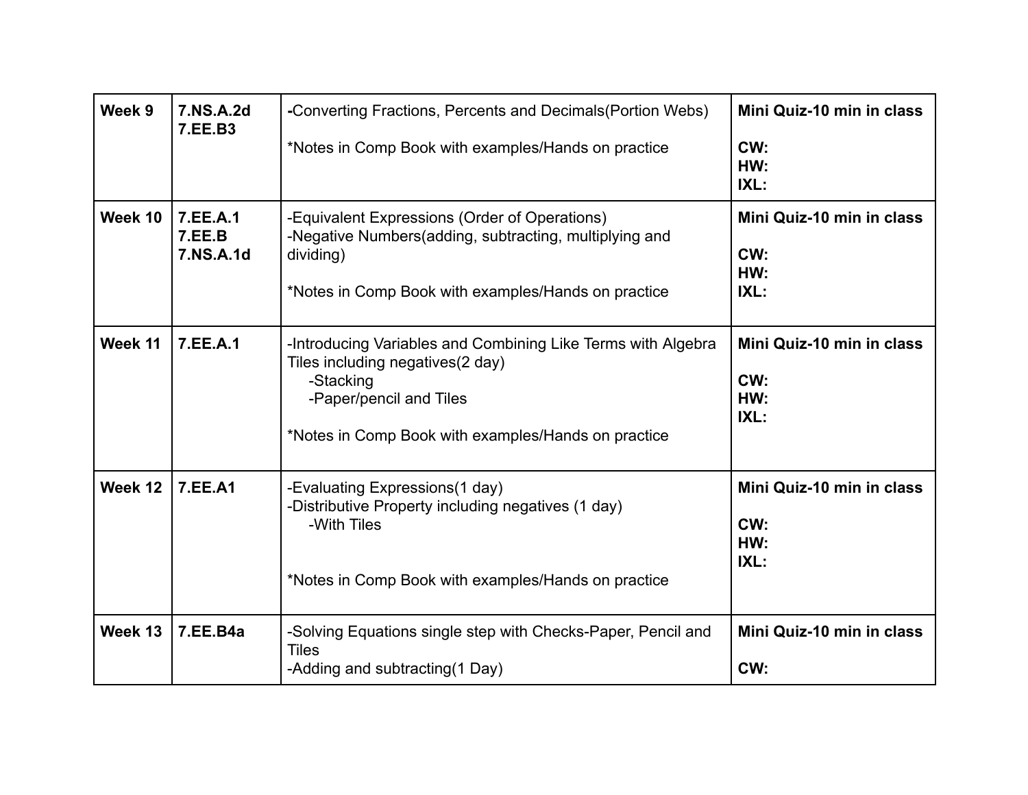| Week 9 | **7.NS.A.2d**<br>**7.EE.B3** | -Converting Fractions, Percents and Decimals(Portion Webs)<br><br>*Notes in Comp Book with examples/Hands on practice | **Mini Quiz-10 min in class**<br><br>**CW:**<br>**HW:**<br>**IXL:** |
|---|---|---|---|
| **Week 10** | **7.EE.A.1**<br>**7.EE.B**<br>**7.NS.A.1d** | -Equivalent Expressions (Order of Operations)<br>-Negative Numbers(adding, subtracting, multiplying and dividing)<br><br>*Notes in Comp Book with examples/Hands on practice | **Mini Quiz-10 min in class**<br><br>**CW:**<br>**HW:**<br>**IXL:** |
| **Week 11** | **7.EE.A.1** | -Introducing Variables and Combining Like Terms with Algebra Tiles including negatives(2 day)<br>-Stacking<br>-Paper/pencil and Tiles<br><br>*Notes in Comp Book with examples/Hands on practice | **Mini Quiz-10 min in class**<br><br>**CW:**<br>**HW:**<br>**IXL:** |
| **Week 12** | **7.EE.A1** | -Evaluating Expressions(1 day)<br>-Distributive Property including negatives (1 day)<br>-With Tiles<br><br>*Notes in Comp Book with examples/Hands on practice | **Mini Quiz-10 min in class**<br><br>**CW:**<br>**HW:**<br>**IXL:** |
| **Week 13** | **7.EE.B4a** | -Solving Equations single step with Checks-Paper, Pencil and Tiles<br>-Adding and subtracting(1 Day) | **Mini Quiz-10 min in class**<br><br>**CW:** |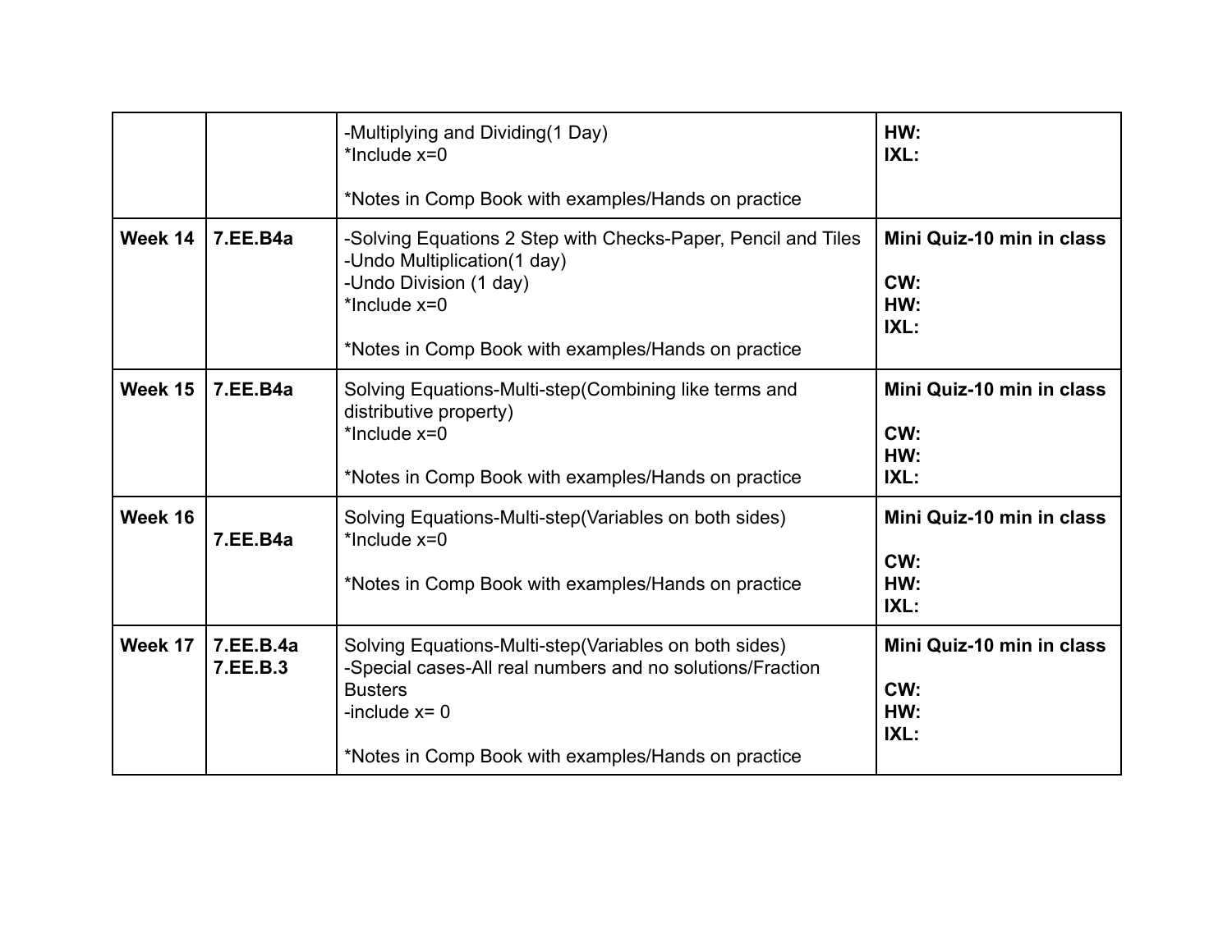| | | | |
|---|---|---|---|
| | | -Multiplying and Dividing(1 Day)<br>*Include x=0<br><br>*Notes in Comp Book with examples/Hands on practice | **HW:**<br>**IXL:** |
| **Week 14** | **7.EE.B4a** | -Solving Equations 2 Step with Checks-Paper, Pencil and Tiles<br>-Undo Multiplication(1 day)<br>-Undo Division (1 day)<br>*Include x=0<br><br>*Notes in Comp Book with examples/Hands on practice | **Mini Quiz-10 min in class**<br><br>**CW:**<br>**HW:**<br>**IXL:** |
| **Week 15** | **7.EE.B4a** | Solving Equations-Multi-step(Combining like terms and distributive property)<br>*Include x=0<br><br>*Notes in Comp Book with examples/Hands on practice | **Mini Quiz-10 min in class**<br><br>**CW:**<br>**HW:**<br>**IXL:** |
| **Week 16** | **7.EE.B4a** | Solving Equations-Multi-step(Variables on both sides)<br>*Include x=0<br><br>*Notes in Comp Book with examples/Hands on practice | **Mini Quiz-10 min in class**<br><br>**CW:**<br>**HW:**<br>**IXL:** |
| **Week 17** | **7.EE.B.4a**<br>**7.EE.B.3** | Solving Equations-Multi-step(Variables on both sides)<br>-Special cases-All real numbers and no solutions/Fraction Busters<br>-include x= 0<br><br>*Notes in Comp Book with examples/Hands on practice | **Mini Quiz-10 min in class**<br><br>**CW:**<br>**HW:**<br>**IXL:** |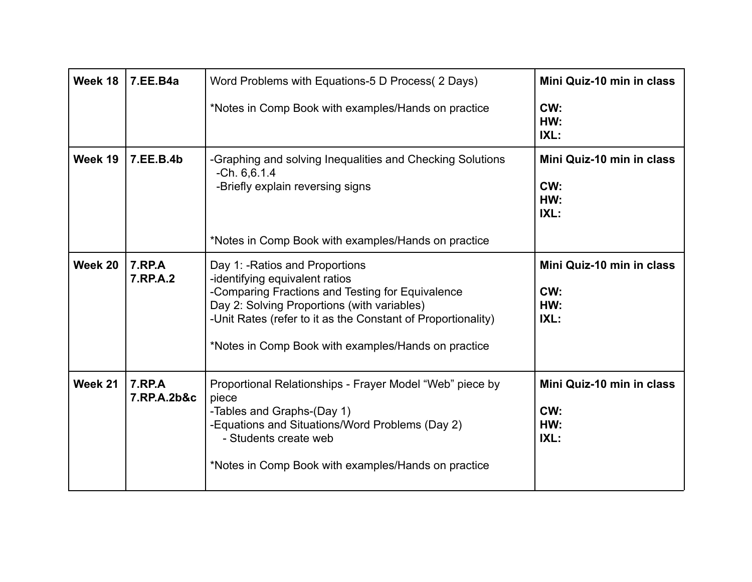| Week 18 | 7.EE.B4a | Word Problems with Equations-5 D Process( 2 Days)<br><br>*Notes in Comp Book with examples/Hands on practice | **Mini Quiz-10 min in class**<br><br>**CW:**<br>**HW:**<br>**IXL:** |
|---|---|---|---|
| **Week 19** | **7.EE.B.4b** | -Graphing and solving Inequalities and Checking Solutions<br>-Ch. 6,6.1.4<br>-Briefly explain reversing signs<br><br>*Notes in Comp Book with examples/Hands on practice | **Mini Quiz-10 min in class**<br><br>**CW:**<br>**HW:**<br>**IXL:** |
| **Week 20** | **7.RP.A**<br>**7.RP.A.2** | Day 1: -Ratios and Proportions<br>-identifying equivalent ratios<br>-Comparing Fractions and Testing for Equivalence<br>Day 2: Solving Proportions (with variables)<br>-Unit Rates (refer to it as the Constant of Proportionality)<br><br>*Notes in Comp Book with examples/Hands on practice | **Mini Quiz-10 min in class**<br><br>**CW:**<br>**HW:**<br>**IXL:** |
| **Week 21** | **7.RP.A**<br>**7.RP.A.2b&c** | Proportional Relationships - Frayer Model "Web" piece by piece<br>-Tables and Graphs-(Day 1)<br>-Equations and Situations/Word Problems (Day 2)<br>- Students create web<br><br>*Notes in Comp Book with examples/Hands on practice | **Mini Quiz-10 min in class**<br><br>**CW:**<br>**HW:**<br>**IXL:** |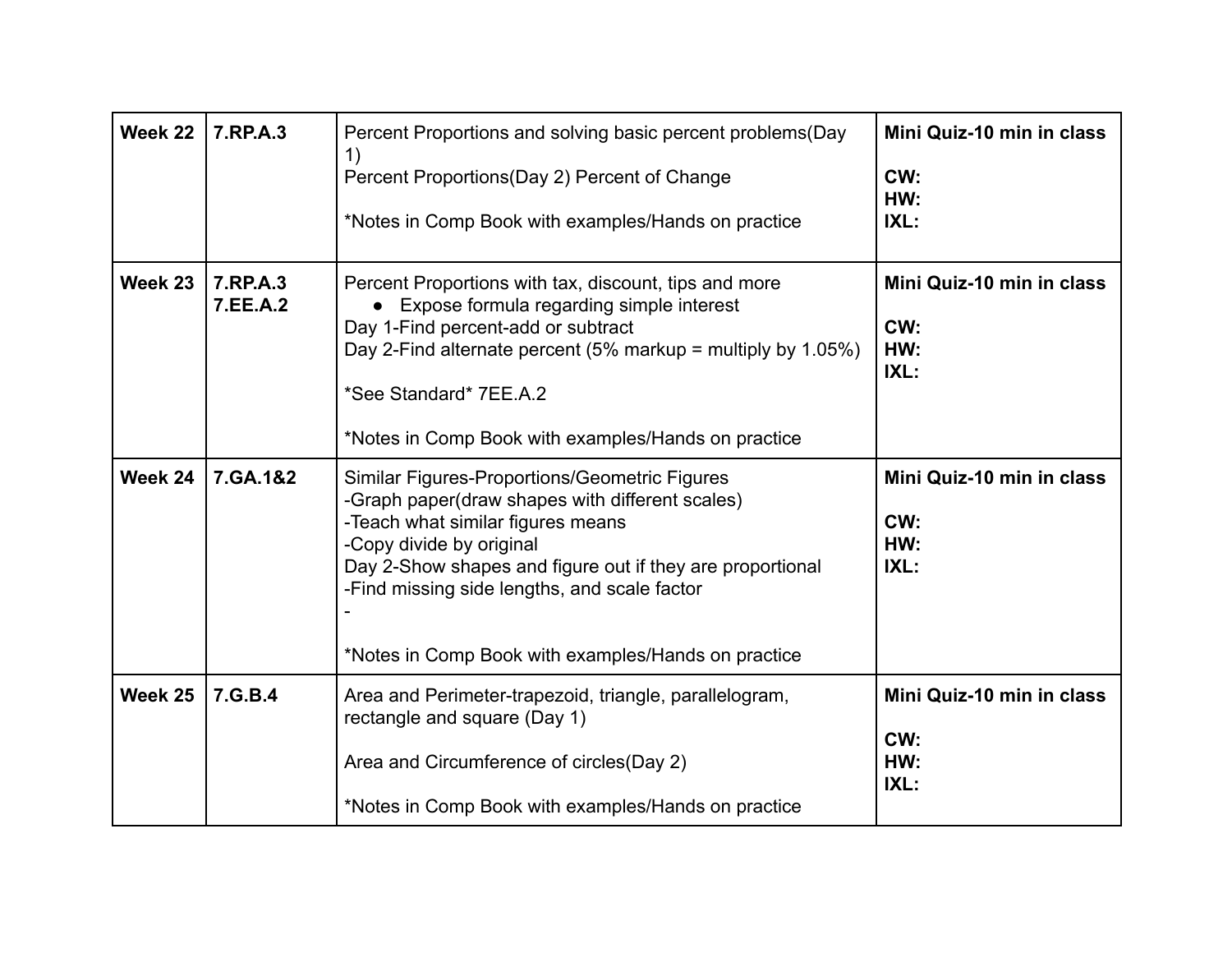| | | | |
|---|---|---|---|
| **Week 22** | **7.RP.A.3** | Percent Proportions and solving basic percent problems(Day 1)<br>Percent Proportions(Day 2) Percent of Change<br><br>*Notes in Comp Book with examples/Hands on practice | **Mini Quiz-10 min in class**<br><br>**CW:**<br>**HW:**<br>**IXL:** |
| **Week 23** | **7.RP.A.3**<br>**7.EE.A.2** | Percent Proportions with tax, discount, tips and more<br>● Expose formula regarding simple interest<br>Day 1-Find percent-add or subtract<br>Day 2-Find alternate percent (5% markup = multiply by 1.05%)<br><br>*See Standard* 7EE.A.2<br><br>*Notes in Comp Book with examples/Hands on practice | **Mini Quiz-10 min in class**<br><br>**CW:**<br>**HW:**<br>**IXL:** |
| **Week 24** | **7.GA.1&2** | Similar Figures-Proportions/Geometric Figures<br>-Graph paper(draw shapes with different scales)<br>-Teach what similar figures means<br>-Copy divide by original<br>Day 2-Show shapes and figure out if they are proportional<br>-Find missing side lengths, and scale factor<br>-<br><br>*Notes in Comp Book with examples/Hands on practice | **Mini Quiz-10 min in class**<br><br>**CW:**<br>**HW:**<br>**IXL:** |
| **Week 25** | **7.G.B.4** | Area and Perimeter-trapezoid, triangle, parallelogram, rectangle and square (Day 1)<br><br>Area and Circumference of circles(Day 2)<br><br>*Notes in Comp Book with examples/Hands on practice | **Mini Quiz-10 min in class**<br><br>**CW:**<br>**HW:**<br>**IXL:** |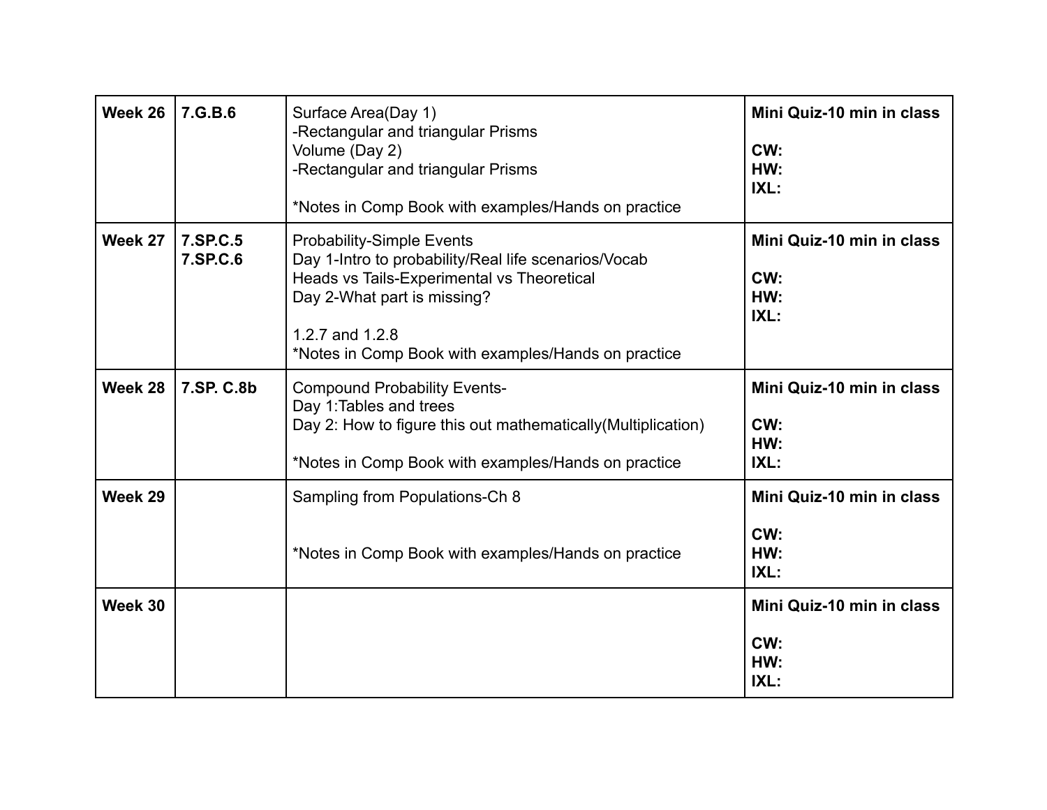| Week | Standard | Topic | Assessment |
| --- | --- | --- | --- |
| **Week 26** | **7.G.B.6** | Surface Area(Day 1)<br>-Rectangular and triangular Prisms<br>Volume (Day 2)<br>-Rectangular and triangular Prisms<br><br>*Notes in Comp Book with examples/Hands on practice | **Mini Quiz-10 min in class**<br><br>**CW:**<br>**HW:**<br>**IXL:** |
| **Week 27** | **7.SP.C.5**<br>**7.SP.C.6** | Probability-Simple Events<br>Day 1-Intro to probability/Real life scenarios/Vocab<br>Heads vs Tails-Experimental vs Theoretical<br>Day 2-What part is missing?<br><br>1.2.7 and 1.2.8<br>*Notes in Comp Book with examples/Hands on practice | **Mini Quiz-10 min in class**<br><br>**CW:**<br>**HW:**<br>**IXL:** |
| **Week 28** | **7.SP. C.8b** | Compound Probability Events-<br>Day 1:Tables and trees<br>Day 2: How to figure this out mathematically(Multiplication)<br><br>*Notes in Comp Book with examples/Hands on practice | **Mini Quiz-10 min in class**<br><br>**CW:**<br>**HW:**<br>**IXL:** |
| **Week 29** | | Sampling from Populations-Ch 8<br><br><br>*Notes in Comp Book with examples/Hands on practice | **Mini Quiz-10 min in class**<br><br>**CW:**<br>**HW:**<br>**IXL:** |
| **Week 30** | | | **Mini Quiz-10 min in class**<br><br>**CW:**<br>**HW:**<br>**IXL:** |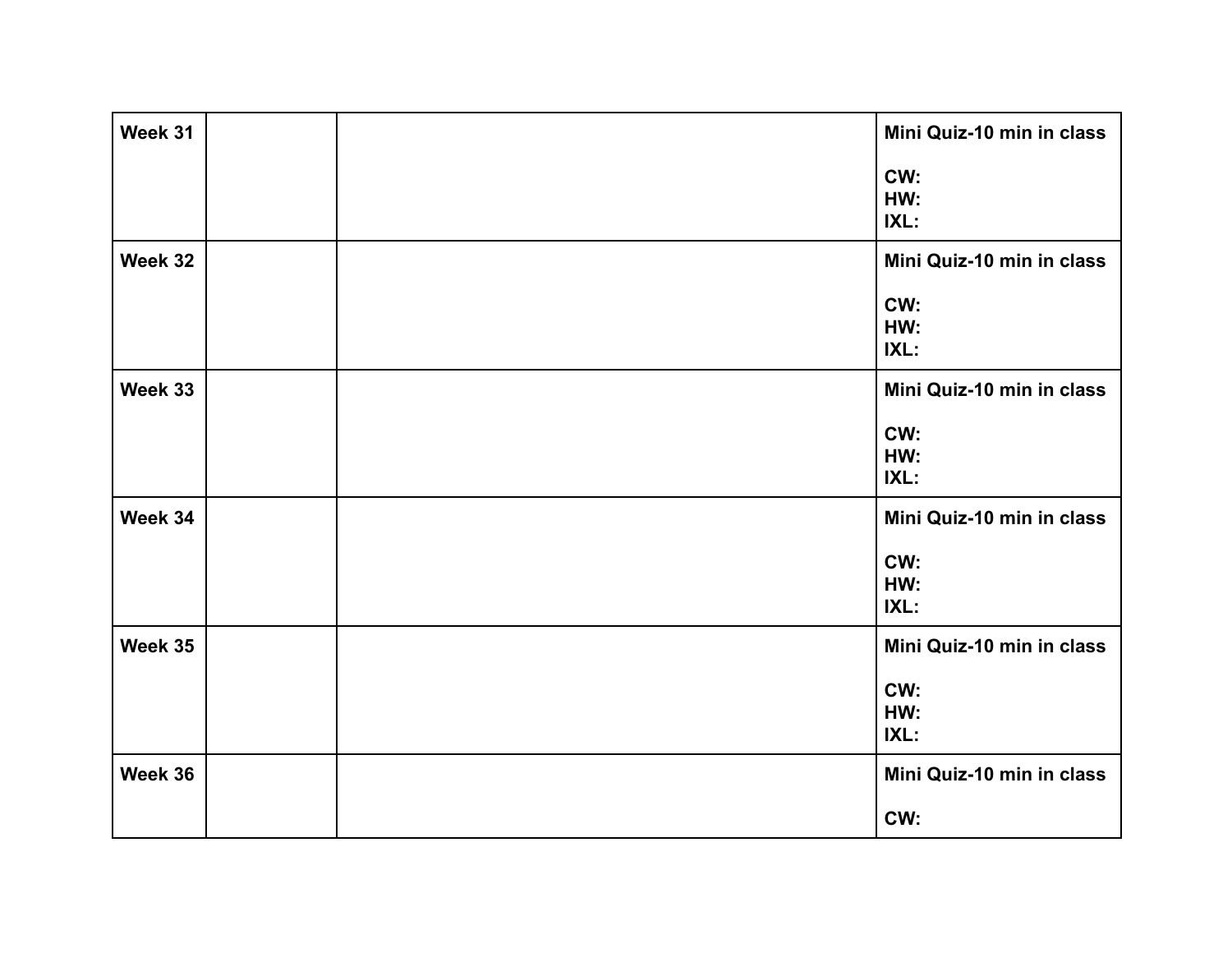| Week 31 | | | **Mini Quiz-10 min in class**<br><br>**CW:**<br>**HW:**<br>**IXL:** |
|---|---|---|---|
| **Week 32** | | | **Mini Quiz-10 min in class**<br><br>**CW:**<br>**HW:**<br>**IXL:** |
| **Week 33** | | | **Mini Quiz-10 min in class**<br><br>**CW:**<br>**HW:**<br>**IXL:** |
| **Week 34** | | | **Mini Quiz-10 min in class**<br><br>**CW:**<br>**HW:**<br>**IXL:** |
| **Week 35** | | | **Mini Quiz-10 min in class**<br><br>**CW:**<br>**HW:**<br>**IXL:** |
| **Week 36** | | | **Mini Quiz-10 min in class**<br><br>**CW:** |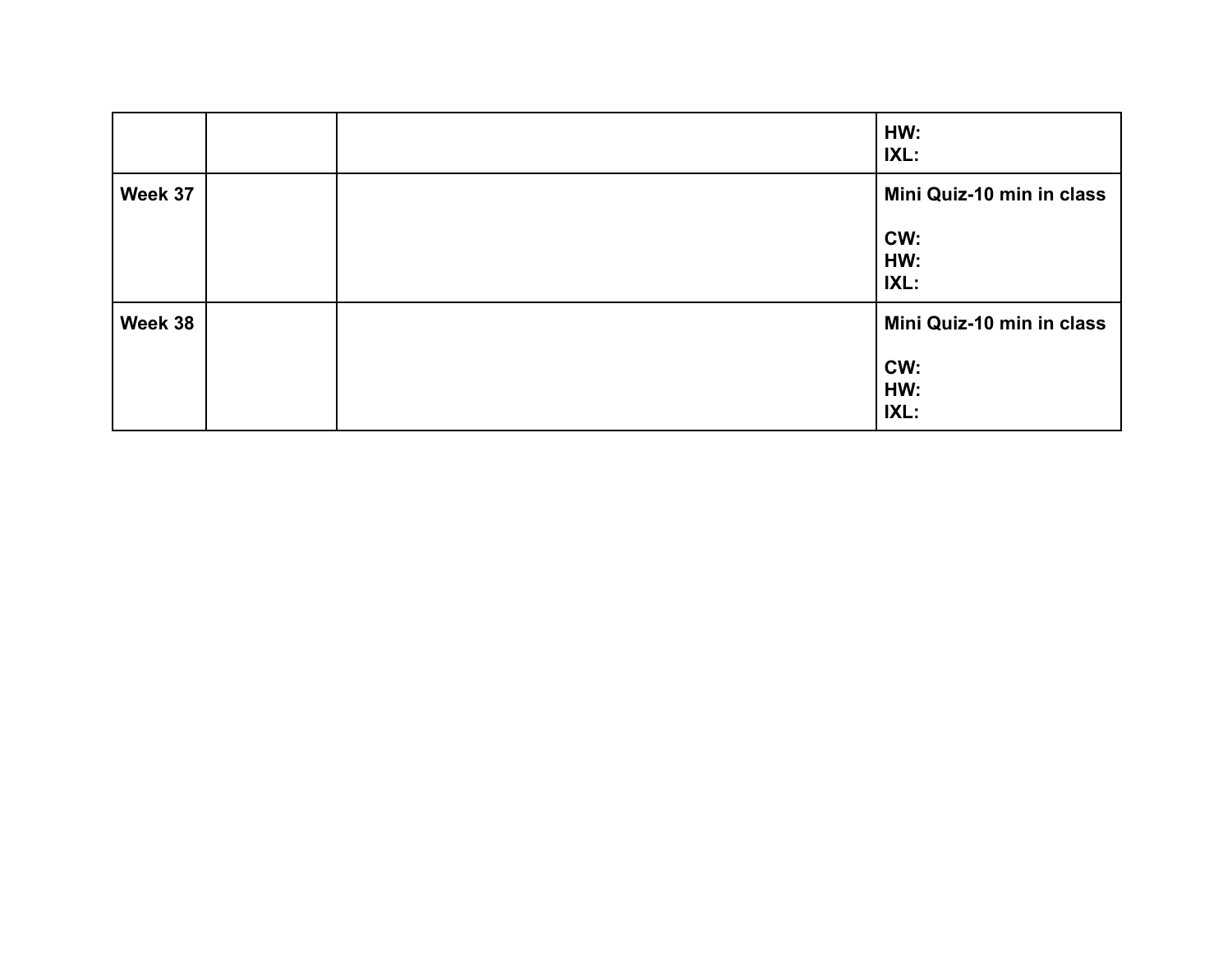| | | | |
|---|---|---|---|
| | | | **HW:**<br>**IXL:** |
| **Week 37** | | | **Mini Quiz-10 min in class**<br><br>**CW:**<br>**HW:**<br>**IXL:** |
| **Week 38** | | | **Mini Quiz-10 min in class**<br><br>**CW:**<br>**HW:**<br>**IXL:** |